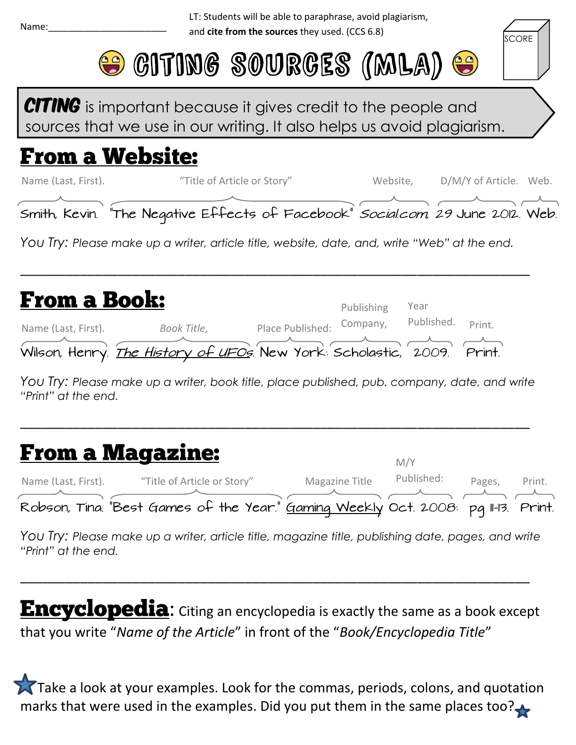Name:______________________

LT: Students will be able to paraphrase, avoid plagiarism, and **cite from the sources** they used. (CCS 6.8)

SCORE

# CITING SOURCES (MLA)

***CITING*** is important because it gives credit to the people and sources that we use in our writing. It also helps us avoid plagiarism.

## From a Website:

| Name (Last, First). | "Title of Article or Story" | Website, | D/M/Y of Article. | Web. |
|---|---|---|---|---|
| Smith, Kevin. | "The Negative Effects of Facebook" | *Social.com*, | 29 June 2012. | Web. |

*You Try: Please make up a writer, article title, website, date, and, write "Web" at the end.*

______________________________________________________________________

## From a Book:

| Name (Last, First). | *Book Title,* | Place Published: | Publishing Company, | Year Published. | Print. |
|---|---|---|---|---|---|
| Wilson, Henry. | *The History of UFOs*. | New York: | Scholastic, | 2009. | Print. |

*You Try: Please make up a writer, book title, place published, pub. company, date, and write "Print" at the end.*

______________________________________________________________________

## From a Magazine:

| Name (Last, First). | "Title of Article or Story" | Magazine Title | M/Y Published: | Pages, | Print. |
|---|---|---|---|---|---|
| Robson, Tina. | "Best Games of the Year." | <u>Gaming Weekly</u> | Oct. 2008: | pg 11-13. | Print. |

*You Try: Please make up a writer, article title, magazine title, publishing date, pages, and write "Print" at the end.*

______________________________________________________________________

**Encyclopedia**: Citing an encyclopedia is exactly the same as a book except that you write "*Name of the Article*" in front of the "*Book/Encyclopedia Title*"

★Take a look at your examples. Look for the commas, periods, colons, and quotation marks that were used in the examples. Did you put them in the same places too?★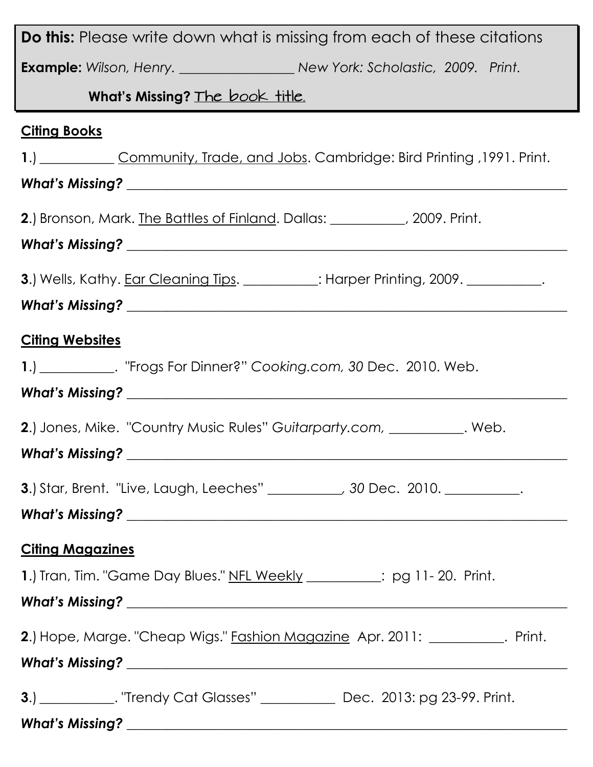**Do this:** Please write down what is missing from each of these citations

**Example:** *Wilson, Henry. ________________ New York: Scholastic, 2009. Print.*

**What's Missing?** The book title.

## Citing Books

**1**.) ___________ Community, Trade, and Jobs. Cambridge: Bird Printing ,1991. Print.

***What's Missing?*** ___________________________________________

**2**.) Bronson, Mark. The Battles of Finland. Dallas: ___________, 2009. Print.

***What's Missing?*** ___________________________________________

**3**.) Wells, Kathy. Ear Cleaning Tips. ___________: Harper Printing, 2009. ___________.

***What's Missing?*** ___________________________________________

## Citing Websites

**1**.) ___________. "Frogs For Dinner?" *Cooking.com, 30* Dec. 2010. Web.

***What's Missing?*** ___________________________________________

**2**.) Jones, Mike. "Country Music Rules" *Guitarparty.com,* ___________. Web.

***What's Missing?*** ___________________________________________

**3**.) Star, Brent. "Live, Laugh, Leeches" ___________, *30* Dec. 2010. ___________.

***What's Missing?*** ___________________________________________

## Citing Magazines

**1**.) Tran, Tim. "Game Day Blues." NFL Weekly ___________: pg 11- 20. Print.

***What's Missing?*** ___________________________________________

**2**.) Hope, Marge. "Cheap Wigs." Fashion Magazine Apr. 2011: ___________. Print.

***What's Missing?*** ___________________________________________

**3**.) ___________. "Trendy Cat Glasses" ___________ Dec. 2013: pg 23-99. Print.

***What's Missing?*** ___________________________________________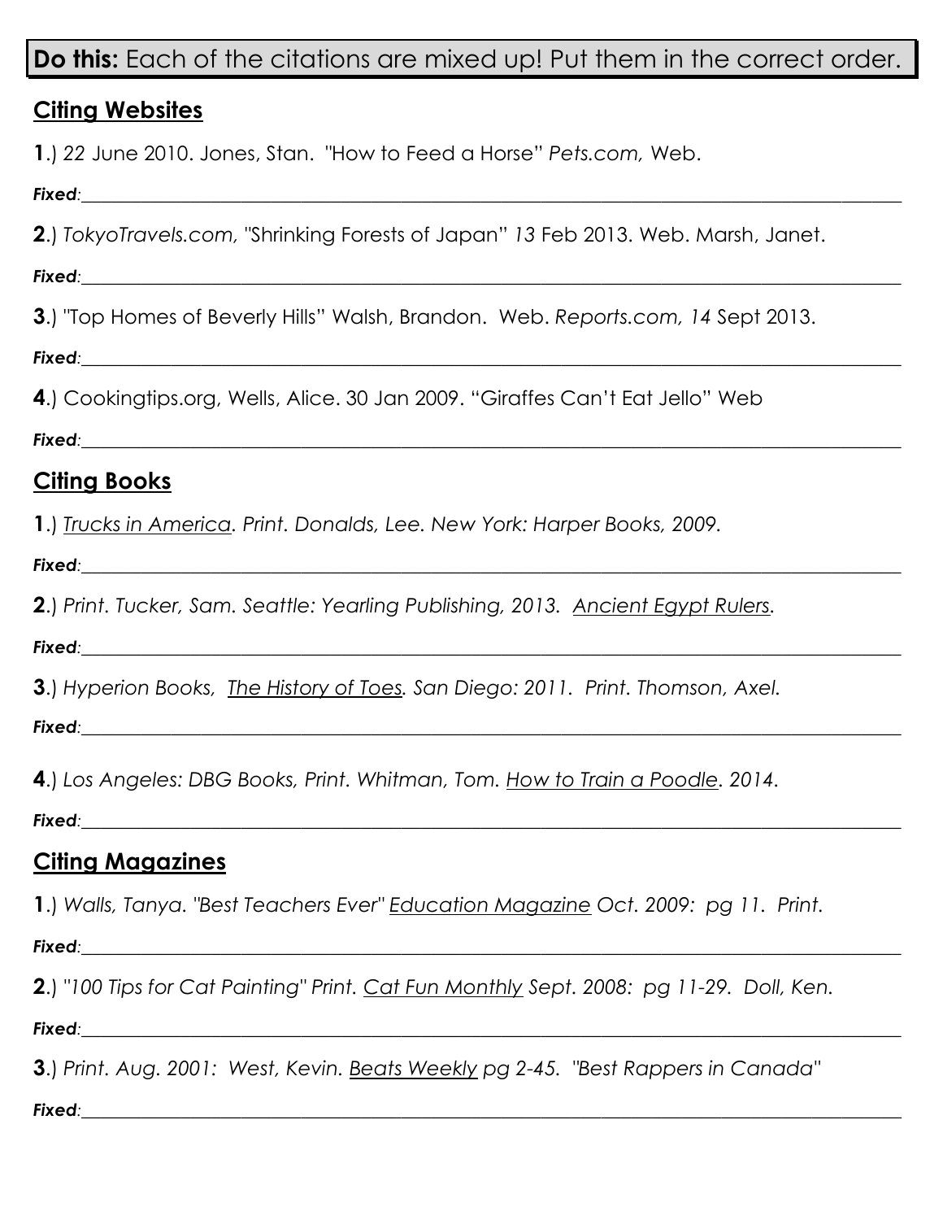**Do this:** Each of the citations are mixed up! Put them in the correct order.

## Citing Websites

**1**.) *22* June 2010. Jones, Stan. "How to Feed a Horse" *Pets.com,* Web.

***Fixed***:\_\_\_\_\_\_\_\_\_\_\_\_\_\_\_\_\_\_\_\_\_\_\_\_\_\_\_\_\_\_\_\_\_\_\_\_\_\_\_\_\_\_\_\_\_\_\_\_\_\_\_\_\_\_\_\_\_\_\_\_\_\_\_\_\_\_\_\_\_\_\_\_\_\_\_\_\_\_

**2**.) *TokyoTravels.com,* "Shrinking Forests of Japan" *13* Feb 2013. Web. Marsh, Janet.

***Fixed***:\_\_\_\_\_\_\_\_\_\_\_\_\_\_\_\_\_\_\_\_\_\_\_\_\_\_\_\_\_\_\_\_\_\_\_\_\_\_\_\_\_\_\_\_\_\_\_\_\_\_\_\_\_\_\_\_\_\_\_\_\_\_\_\_\_\_\_\_\_\_\_\_\_\_\_\_\_\_

**3**.) "Top Homes of Beverly Hills" Walsh, Brandon. Web. *Reports.com, 14* Sept 2013.

***Fixed***:\_\_\_\_\_\_\_\_\_\_\_\_\_\_\_\_\_\_\_\_\_\_\_\_\_\_\_\_\_\_\_\_\_\_\_\_\_\_\_\_\_\_\_\_\_\_\_\_\_\_\_\_\_\_\_\_\_\_\_\_\_\_\_\_\_\_\_\_\_\_\_\_\_\_\_\_\_\_

**4**.) Cookingtips.org, Wells, Alice. 30 Jan 2009. "Giraffes Can't Eat Jello" Web

***Fixed***:\_\_\_\_\_\_\_\_\_\_\_\_\_\_\_\_\_\_\_\_\_\_\_\_\_\_\_\_\_\_\_\_\_\_\_\_\_\_\_\_\_\_\_\_\_\_\_\_\_\_\_\_\_\_\_\_\_\_\_\_\_\_\_\_\_\_\_\_\_\_\_\_\_\_\_\_\_\_

## Citing Books

**1**.) *<u>Trucks in America</u>. Print. Donalds, Lee. New York: Harper Books, 2009.*

***Fixed***:\_\_\_\_\_\_\_\_\_\_\_\_\_\_\_\_\_\_\_\_\_\_\_\_\_\_\_\_\_\_\_\_\_\_\_\_\_\_\_\_\_\_\_\_\_\_\_\_\_\_\_\_\_\_\_\_\_\_\_\_\_\_\_\_\_\_\_\_\_\_\_\_\_\_\_\_\_\_

**2**.) *Print. Tucker, Sam. Seattle: Yearling Publishing, 2013. <u>Ancient Egypt Rulers</u>.*

***Fixed***:\_\_\_\_\_\_\_\_\_\_\_\_\_\_\_\_\_\_\_\_\_\_\_\_\_\_\_\_\_\_\_\_\_\_\_\_\_\_\_\_\_\_\_\_\_\_\_\_\_\_\_\_\_\_\_\_\_\_\_\_\_\_\_\_\_\_\_\_\_\_\_\_\_\_\_\_\_\_

**3**.) *Hyperion Books, <u>The History of Toes</u>. San Diego: 2011. Print. Thomson, Axel.*

***Fixed***:\_\_\_\_\_\_\_\_\_\_\_\_\_\_\_\_\_\_\_\_\_\_\_\_\_\_\_\_\_\_\_\_\_\_\_\_\_\_\_\_\_\_\_\_\_\_\_\_\_\_\_\_\_\_\_\_\_\_\_\_\_\_\_\_\_\_\_\_\_\_\_\_\_\_\_\_\_\_

**4**.) *Los Angeles: DBG Books, Print. Whitman, Tom. <u>How to Train a Poodle</u>. 2014.*

***Fixed***:\_\_\_\_\_\_\_\_\_\_\_\_\_\_\_\_\_\_\_\_\_\_\_\_\_\_\_\_\_\_\_\_\_\_\_\_\_\_\_\_\_\_\_\_\_\_\_\_\_\_\_\_\_\_\_\_\_\_\_\_\_\_\_\_\_\_\_\_\_\_\_\_\_\_\_\_\_\_

## Citing Magazines

**1**.) *Walls, Tanya. "Best Teachers Ever" <u>Education Magazine</u> Oct. 2009: pg 11. Print.*

***Fixed***:\_\_\_\_\_\_\_\_\_\_\_\_\_\_\_\_\_\_\_\_\_\_\_\_\_\_\_\_\_\_\_\_\_\_\_\_\_\_\_\_\_\_\_\_\_\_\_\_\_\_\_\_\_\_\_\_\_\_\_\_\_\_\_\_\_\_\_\_\_\_\_\_\_\_\_\_\_\_

**2**.) *"100 Tips for Cat Painting" Print. <u>Cat Fun Monthly</u> Sept. 2008: pg 11-29. Doll, Ken.*

***Fixed***:\_\_\_\_\_\_\_\_\_\_\_\_\_\_\_\_\_\_\_\_\_\_\_\_\_\_\_\_\_\_\_\_\_\_\_\_\_\_\_\_\_\_\_\_\_\_\_\_\_\_\_\_\_\_\_\_\_\_\_\_\_\_\_\_\_\_\_\_\_\_\_\_\_\_\_\_\_\_

**3**.) *Print. Aug. 2001: West, Kevin. <u>Beats Weekly</u> pg 2-45. "Best Rappers in Canada"*

***Fixed***:\_\_\_\_\_\_\_\_\_\_\_\_\_\_\_\_\_\_\_\_\_\_\_\_\_\_\_\_\_\_\_\_\_\_\_\_\_\_\_\_\_\_\_\_\_\_\_\_\_\_\_\_\_\_\_\_\_\_\_\_\_\_\_\_\_\_\_\_\_\_\_\_\_\_\_\_\_\_